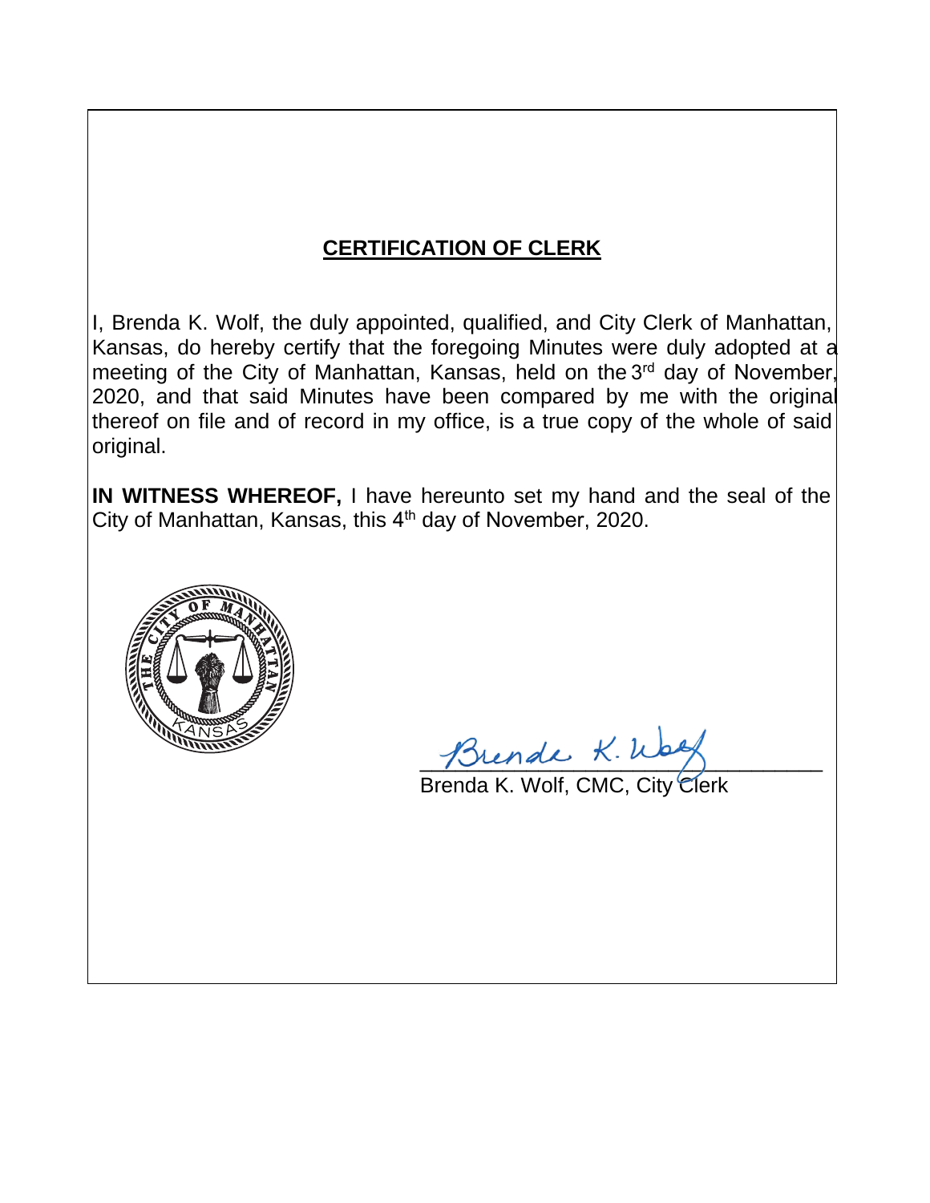## CERTIFICATION OF CLERK

I, Brenda K. Wolf, the duly appointed, qualified, and City Clerk of Manhattan, Kansas, do hereby certify that the foregoing Minutes were duly adopted at a meeting of the City of Manhattan, Kansas, held on the 3rd day of November, 2020, and that said Minutes have been compared by me with the original thereof on file and of record in my office, is a true copy of the whole of said original.

**IN WITNESS WHEREOF,** I have hereunto set my hand and the seal of the City of Manhattan, Kansas, this 4th day of November, 2020.

THE CITY OF MANHATTAN KANSAS

Brenda K. Wolf

Brenda K. Wolf, CMC, City Clerk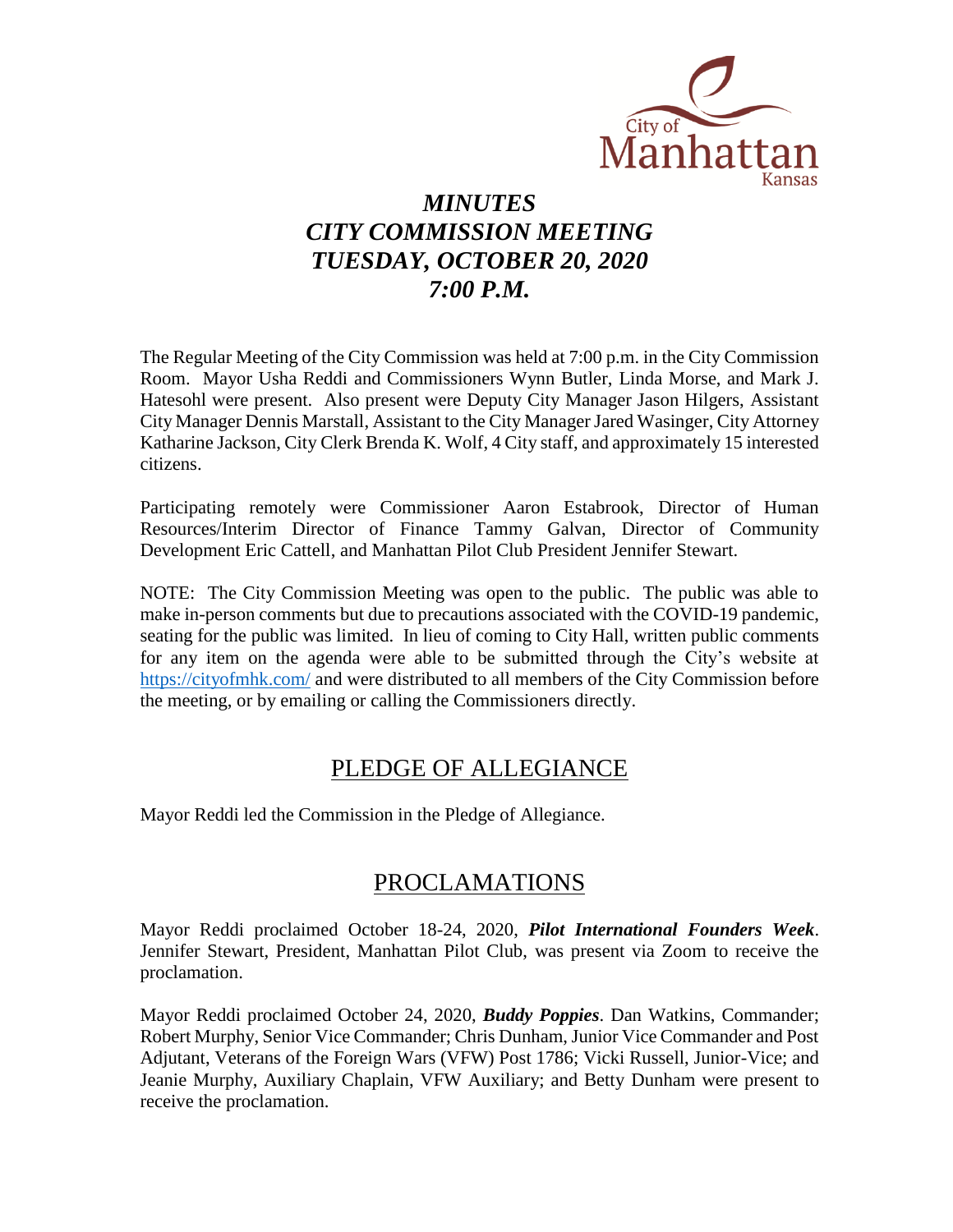# *MINUTES*
# *CITY COMMISSION MEETING*
# *TUESDAY, OCTOBER 20, 2020*
# *7:00 P.M.*

The Regular Meeting of the City Commission was held at 7:00 p.m. in the City Commission Room. Mayor Usha Reddi and Commissioners Wynn Butler, Linda Morse, and Mark J. Hatesohl were present. Also present were Deputy City Manager Jason Hilgers, Assistant City Manager Dennis Marstall, Assistant to the City Manager Jared Wasinger, City Attorney Katharine Jackson, City Clerk Brenda K. Wolf, 4 City staff, and approximately 15 interested citizens.

Participating remotely were Commissioner Aaron Estabrook, Director of Human Resources/Interim Director of Finance Tammy Galvan, Director of Community Development Eric Cattell, and Manhattan Pilot Club President Jennifer Stewart.

NOTE: The City Commission Meeting was open to the public. The public was able to make in-person comments but due to precautions associated with the COVID-19 pandemic, seating for the public was limited. In lieu of coming to City Hall, written public comments for any item on the agenda were able to be submitted through the City's website at https://cityofmhk.com/ and were distributed to all members of the City Commission before the meeting, or by emailing or calling the Commissioners directly.

## PLEDGE OF ALLEGIANCE

Mayor Reddi led the Commission in the Pledge of Allegiance.

## PROCLAMATIONS

Mayor Reddi proclaimed October 18-24, 2020, ***Pilot International Founders Week***. Jennifer Stewart, President, Manhattan Pilot Club, was present via Zoom to receive the proclamation.

Mayor Reddi proclaimed October 24, 2020, ***Buddy Poppies***. Dan Watkins, Commander; Robert Murphy, Senior Vice Commander; Chris Dunham, Junior Vice Commander and Post Adjutant, Veterans of the Foreign Wars (VFW) Post 1786; Vicki Russell, Junior-Vice; and Jeanie Murphy, Auxiliary Chaplain, VFW Auxiliary; and Betty Dunham were present to receive the proclamation.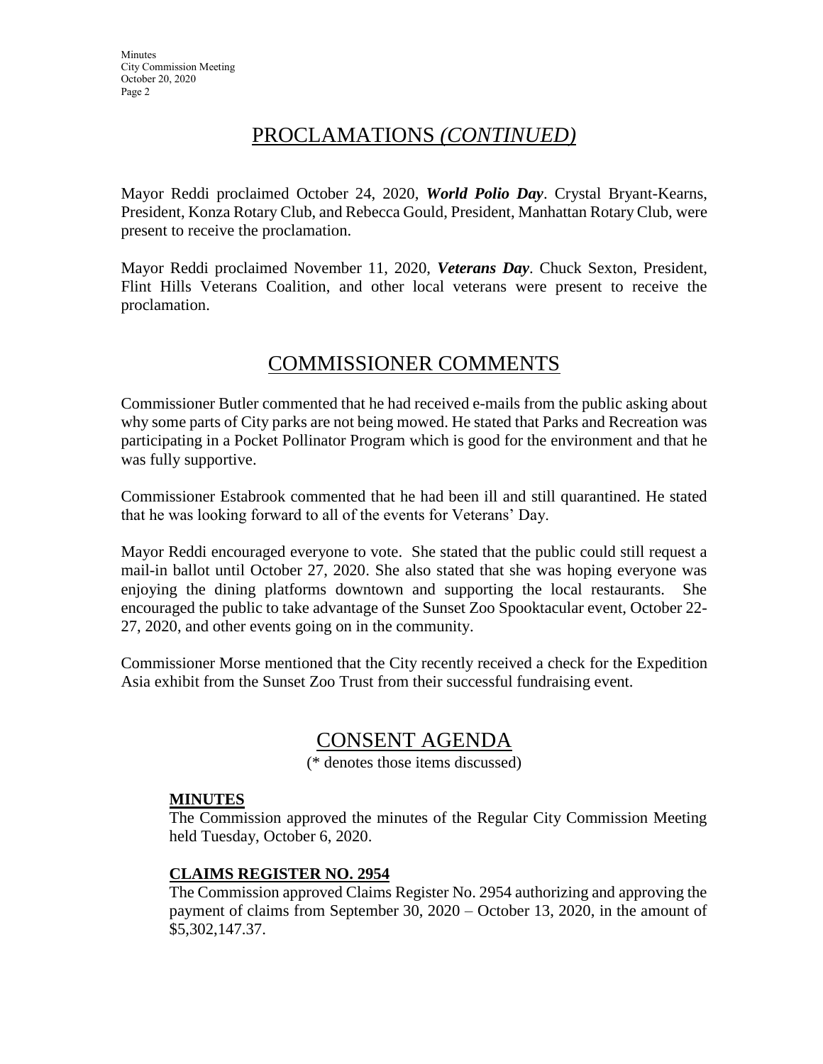## PROCLAMATIONS *(CONTINUED)*

Mayor Reddi proclaimed October 24, 2020, ***World Polio Day***. Crystal Bryant-Kearns, President, Konza Rotary Club, and Rebecca Gould, President, Manhattan Rotary Club, were present to receive the proclamation.

Mayor Reddi proclaimed November 11, 2020, ***Veterans Day***. Chuck Sexton, President, Flint Hills Veterans Coalition, and other local veterans were present to receive the proclamation.

## COMMISSIONER COMMENTS

Commissioner Butler commented that he had received e-mails from the public asking about why some parts of City parks are not being mowed. He stated that Parks and Recreation was participating in a Pocket Pollinator Program which is good for the environment and that he was fully supportive.

Commissioner Estabrook commented that he had been ill and still quarantined. He stated that he was looking forward to all of the events for Veterans' Day.

Mayor Reddi encouraged everyone to vote. She stated that the public could still request a mail-in ballot until October 27, 2020. She also stated that she was hoping everyone was enjoying the dining platforms downtown and supporting the local restaurants. She encouraged the public to take advantage of the Sunset Zoo Spooktacular event, October 22-27, 2020, and other events going on in the community.

Commissioner Morse mentioned that the City recently received a check for the Expedition Asia exhibit from the Sunset Zoo Trust from their successful fundraising event.

## CONSENT AGENDA

(* denotes those items discussed)

**MINUTES**

The Commission approved the minutes of the Regular City Commission Meeting held Tuesday, October 6, 2020.

**CLAIMS REGISTER NO. 2954**

The Commission approved Claims Register No. 2954 authorizing and approving the payment of claims from September 30, 2020 – October 13, 2020, in the amount of $5,302,147.37.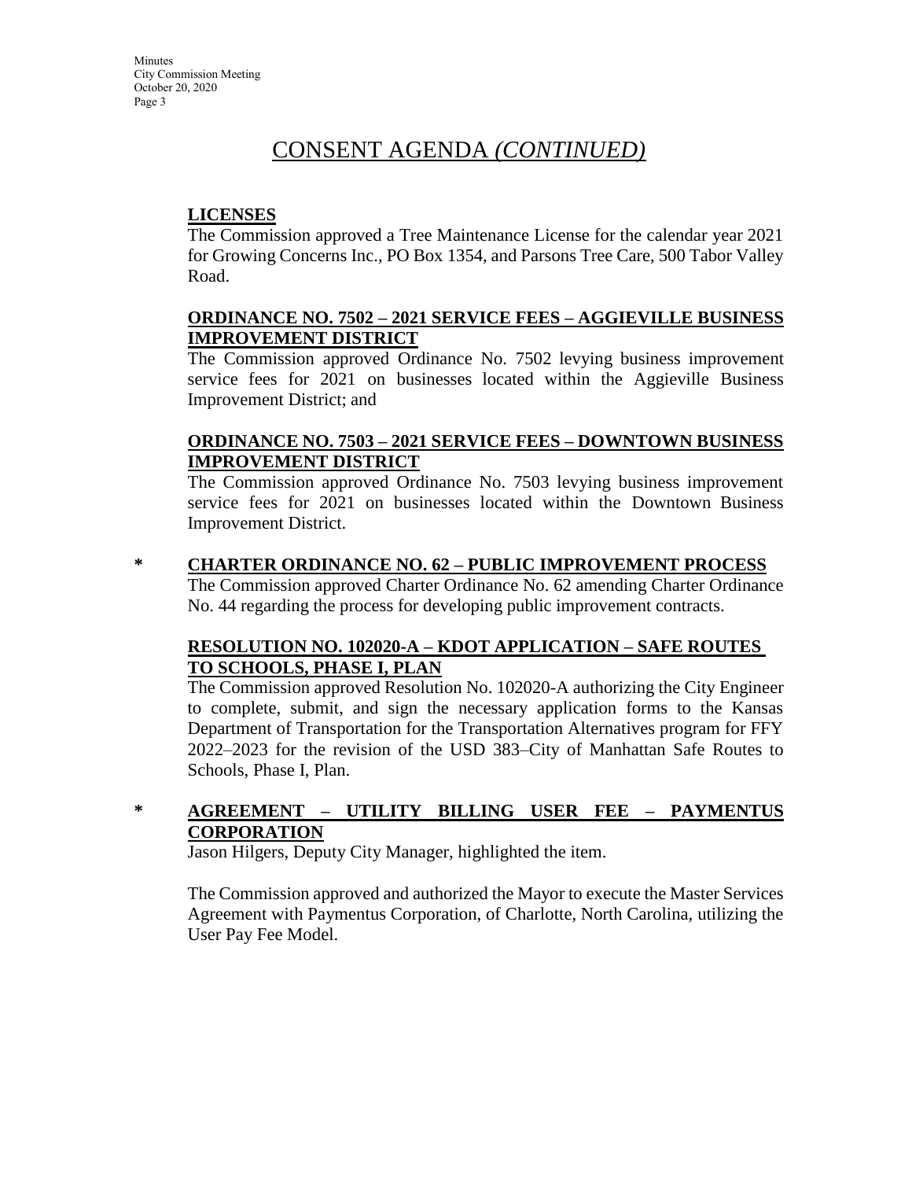# CONSENT AGENDA *(CONTINUED)*

**LICENSES**

The Commission approved a Tree Maintenance License for the calendar year 2021 for Growing Concerns Inc., PO Box 1354, and Parsons Tree Care, 500 Tabor Valley Road.

**ORDINANCE NO. 7502 – 2021 SERVICE FEES – AGGIEVILLE BUSINESS IMPROVEMENT DISTRICT**

The Commission approved Ordinance No. 7502 levying business improvement service fees for 2021 on businesses located within the Aggieville Business Improvement District; and

**ORDINANCE NO. 7503 – 2021 SERVICE FEES – DOWNTOWN BUSINESS IMPROVEMENT DISTRICT**

The Commission approved Ordinance No. 7503 levying business improvement service fees for 2021 on businesses located within the Downtown Business Improvement District.

**\* CHARTER ORDINANCE NO. 62 – PUBLIC IMPROVEMENT PROCESS**

The Commission approved Charter Ordinance No. 62 amending Charter Ordinance No. 44 regarding the process for developing public improvement contracts.

**RESOLUTION NO. 102020-A – KDOT APPLICATION – SAFE ROUTES TO SCHOOLS, PHASE I, PLAN**

The Commission approved Resolution No. 102020-A authorizing the City Engineer to complete, submit, and sign the necessary application forms to the Kansas Department of Transportation for the Transportation Alternatives program for FFY 2022–2023 for the revision of the USD 383–City of Manhattan Safe Routes to Schools, Phase I, Plan.

**\* AGREEMENT – UTILITY BILLING USER FEE – PAYMENTUS CORPORATION**

Jason Hilgers, Deputy City Manager, highlighted the item.

The Commission approved and authorized the Mayor to execute the Master Services Agreement with Paymentus Corporation, of Charlotte, North Carolina, utilizing the User Pay Fee Model.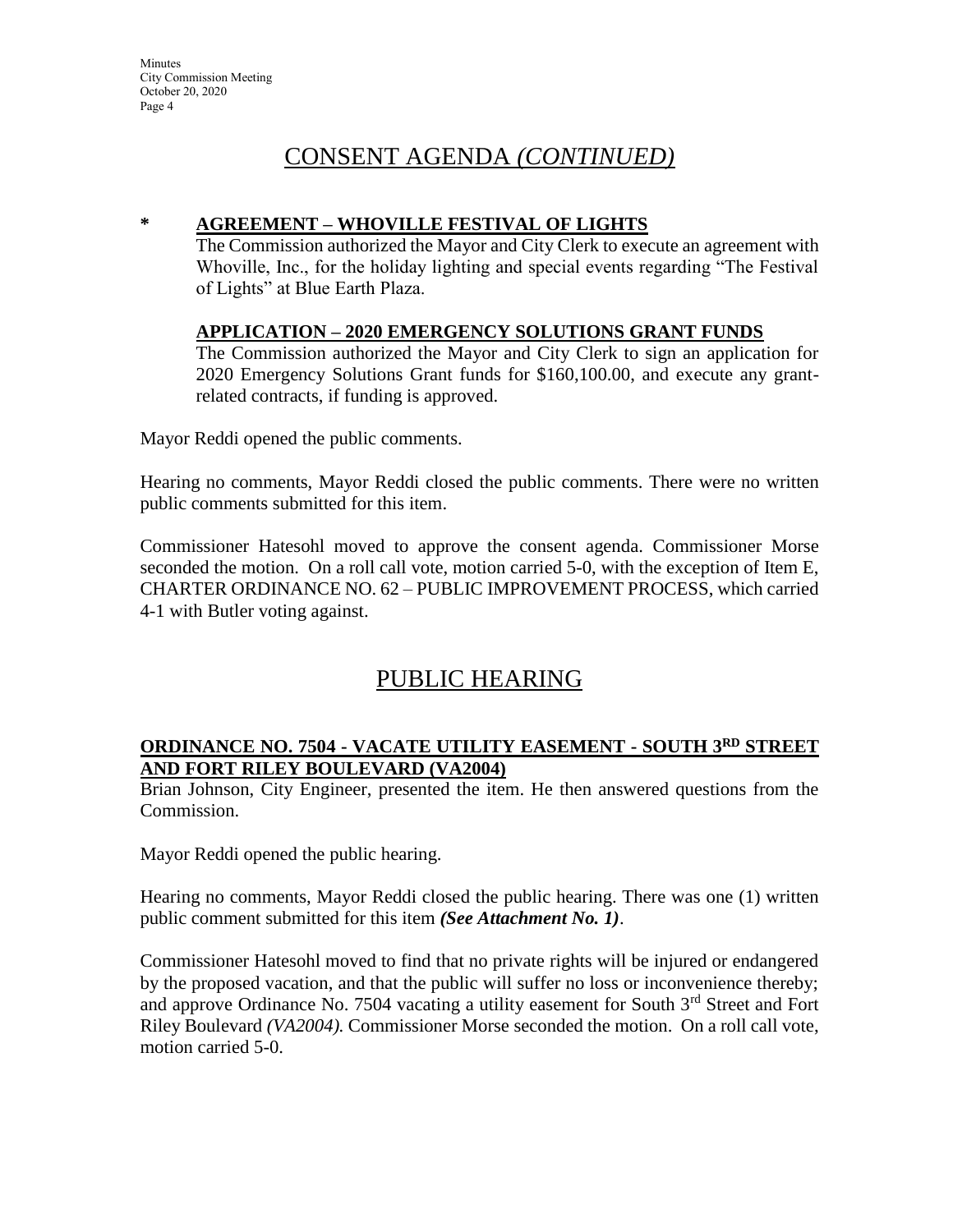# CONSENT AGENDA *(CONTINUED)*

**\* AGREEMENT – WHOVILLE FESTIVAL OF LIGHTS**

The Commission authorized the Mayor and City Clerk to execute an agreement with Whoville, Inc., for the holiday lighting and special events regarding "The Festival of Lights" at Blue Earth Plaza.

**APPLICATION – 2020 EMERGENCY SOLUTIONS GRANT FUNDS**

The Commission authorized the Mayor and City Clerk to sign an application for 2020 Emergency Solutions Grant funds for $160,100.00, and execute any grant-related contracts, if funding is approved.

Mayor Reddi opened the public comments.

Hearing no comments, Mayor Reddi closed the public comments. There were no written public comments submitted for this item.

Commissioner Hatesohl moved to approve the consent agenda. Commissioner Morse seconded the motion. On a roll call vote, motion carried 5-0, with the exception of Item E, CHARTER ORDINANCE NO. 62 – PUBLIC IMPROVEMENT PROCESS, which carried 4-1 with Butler voting against.

# PUBLIC HEARING

**ORDINANCE NO. 7504 - VACATE UTILITY EASEMENT - SOUTH 3RD STREET AND FORT RILEY BOULEVARD (VA2004)**

Brian Johnson, City Engineer, presented the item. He then answered questions from the Commission.

Mayor Reddi opened the public hearing.

Hearing no comments, Mayor Reddi closed the public hearing. There was one (1) written public comment submitted for this item ***(See Attachment No. 1)***.

Commissioner Hatesohl moved to find that no private rights will be injured or endangered by the proposed vacation, and that the public will suffer no loss or inconvenience thereby; and approve Ordinance No. 7504 vacating a utility easement for South 3rd Street and Fort Riley Boulevard *(VA2004).* Commissioner Morse seconded the motion. On a roll call vote, motion carried 5-0.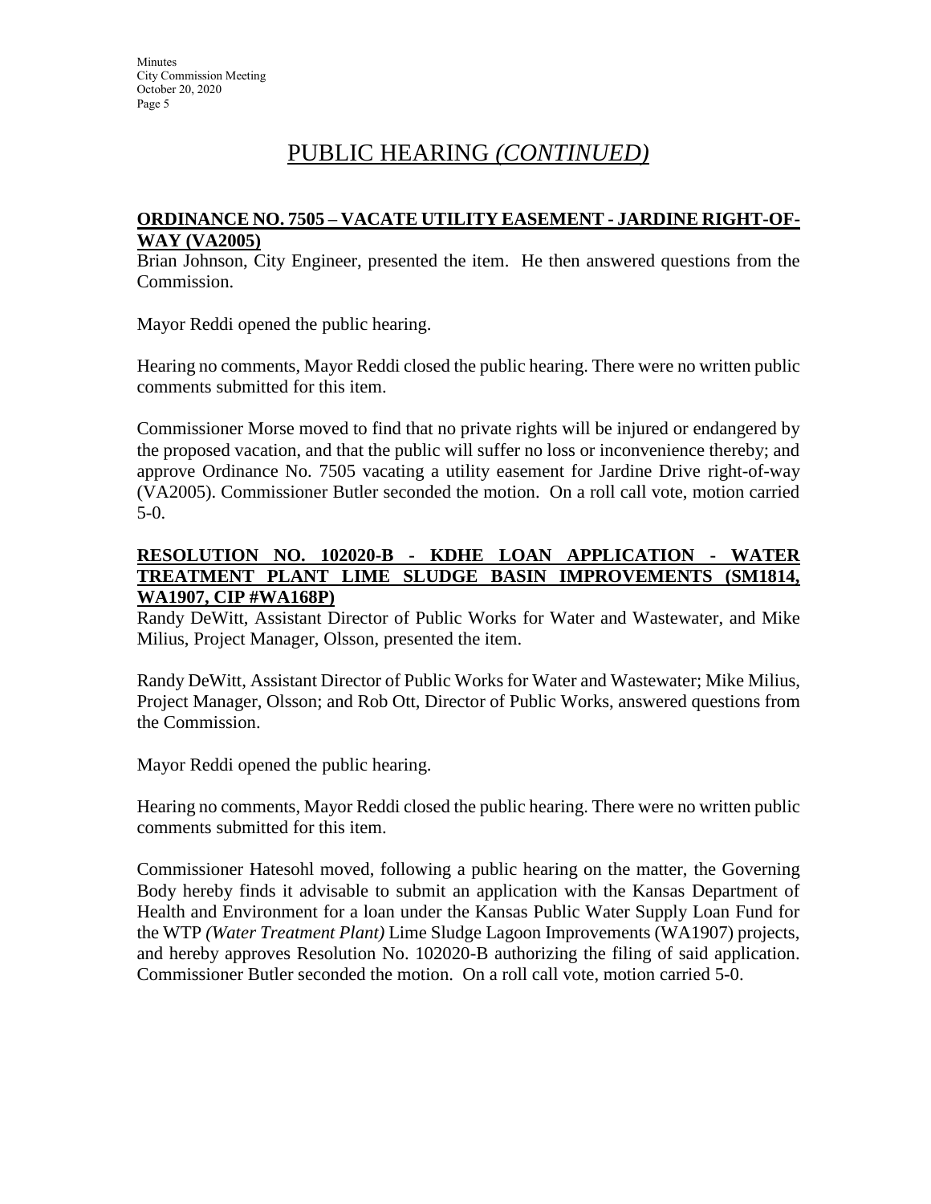# PUBLIC HEARING *(CONTINUED)*

**ORDINANCE NO. 7505 – VACATE UTILITY EASEMENT - JARDINE RIGHT-OF-WAY (VA2005)**

Brian Johnson, City Engineer, presented the item. He then answered questions from the Commission.

Mayor Reddi opened the public hearing.

Hearing no comments, Mayor Reddi closed the public hearing. There were no written public comments submitted for this item.

Commissioner Morse moved to find that no private rights will be injured or endangered by the proposed vacation, and that the public will suffer no loss or inconvenience thereby; and approve Ordinance No. 7505 vacating a utility easement for Jardine Drive right-of-way (VA2005). Commissioner Butler seconded the motion. On a roll call vote, motion carried 5-0.

**RESOLUTION NO. 102020-B - KDHE LOAN APPLICATION - WATER TREATMENT PLANT LIME SLUDGE BASIN IMPROVEMENTS (SM1814, WA1907, CIP #WA168P)**

Randy DeWitt, Assistant Director of Public Works for Water and Wastewater, and Mike Milius, Project Manager, Olsson, presented the item.

Randy DeWitt, Assistant Director of Public Works for Water and Wastewater; Mike Milius, Project Manager, Olsson; and Rob Ott, Director of Public Works, answered questions from the Commission.

Mayor Reddi opened the public hearing.

Hearing no comments, Mayor Reddi closed the public hearing. There were no written public comments submitted for this item.

Commissioner Hatesohl moved, following a public hearing on the matter, the Governing Body hereby finds it advisable to submit an application with the Kansas Department of Health and Environment for a loan under the Kansas Public Water Supply Loan Fund for the WTP *(Water Treatment Plant)* Lime Sludge Lagoon Improvements (WA1907) projects, and hereby approves Resolution No. 102020-B authorizing the filing of said application. Commissioner Butler seconded the motion. On a roll call vote, motion carried 5-0.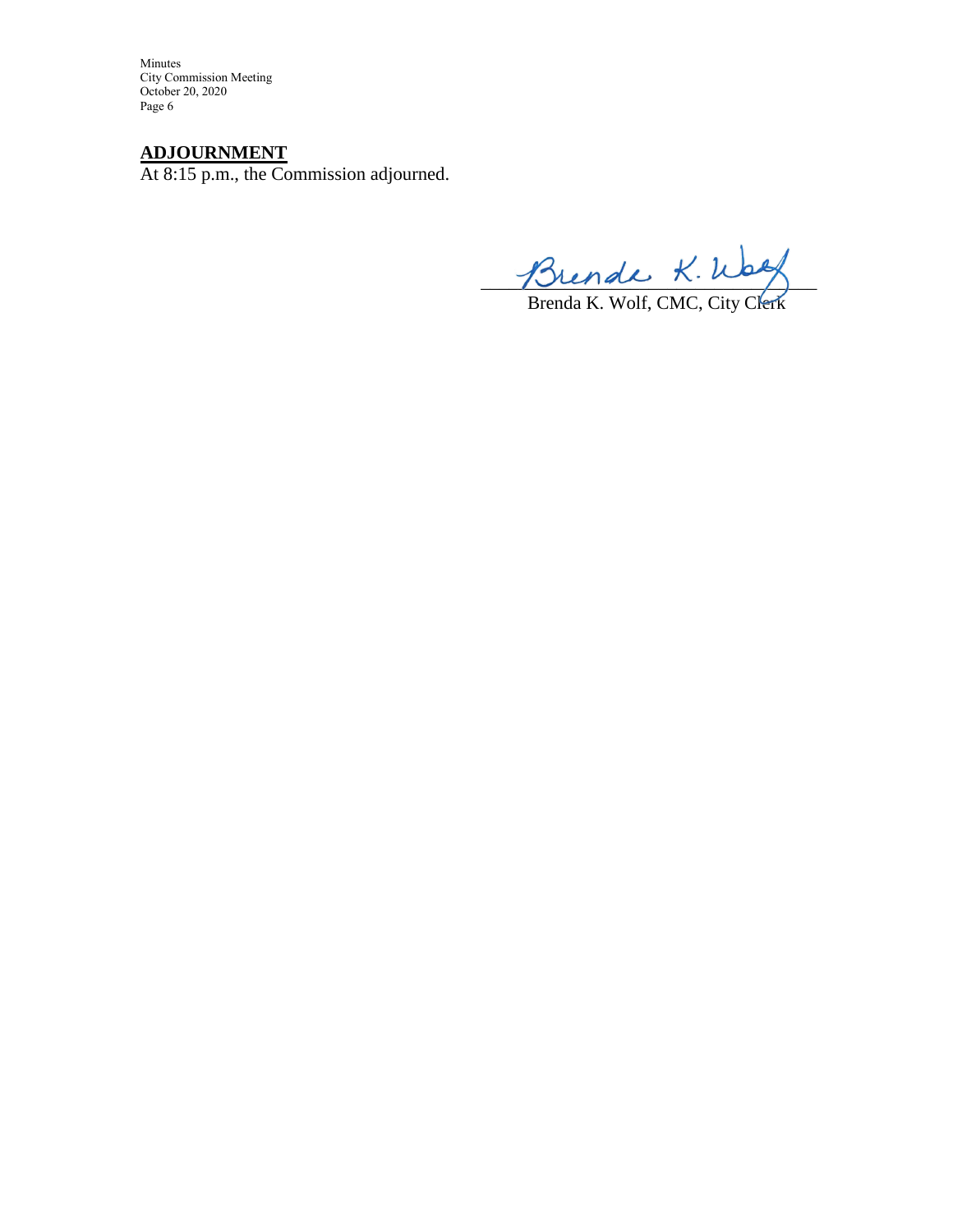**ADJOURNMENT**

At 8:15 p.m., the Commission adjourned.

Brenda K. Wolf, CMC, City Clerk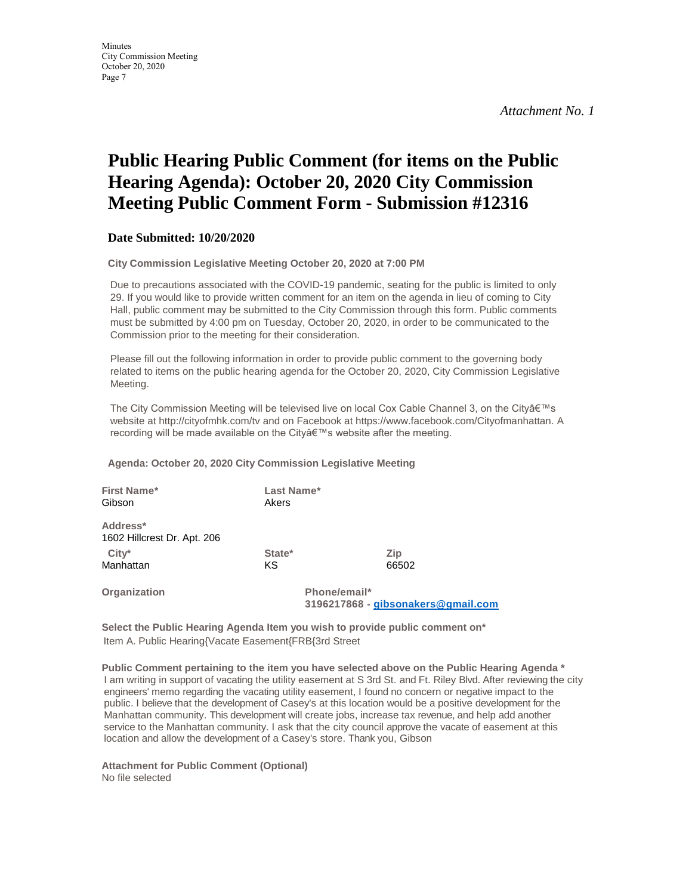*Attachment No. 1*

# Public Hearing Public Comment (for items on the Public Hearing Agenda): October 20, 2020 City Commission Meeting Public Comment Form - Submission #12316

### Date Submitted: 10/20/2020

**City Commission Legislative Meeting October 20, 2020 at 7:00 PM**

Due to precautions associated with the COVID-19 pandemic, seating for the public is limited to only 29. If you would like to provide written comment for an item on the agenda in lieu of coming to City Hall, public comment may be submitted to the City Commission through this form. Public comments must be submitted by 4:00 pm on Tuesday, October 20, 2020, in order to be communicated to the Commission prior to the meeting for their consideration.

Please fill out the following information in order to provide public comment to the governing body related to items on the public hearing agenda for the October 20, 2020, City Commission Legislative Meeting.

The City Commission Meeting will be televised live on local Cox Cable Channel 3, on the Cityâ€™s website at http://cityofmhk.com/tv and on Facebook at https://www.facebook.com/Cityofmanhattan. A recording will be made available on the Cityâ€™s website after the meeting.

**Agenda: October 20, 2020 City Commission Legislative Meeting**

**First Name***
Gibson

**Last Name***
Akers

**Address***
1602 Hillcrest Dr. Apt. 206

**City***
Manhattan

**State***
KS

**Zip**
66502

**Organization**

**Phone/email***
3196217868 - gibsonakers@gmail.com

**Select the Public Hearing Agenda Item you wish to provide public comment on***
Item A. Public Hearing{Vacate Easement{FRB{3rd Street

**Public Comment pertaining to the item you have selected above on the Public Hearing Agenda ***
I am writing in support of vacating the utility easement at S 3rd St. and Ft. Riley Blvd. After reviewing the city engineers' memo regarding the vacating utility easement, I found no concern or negative impact to the public. I believe that the development of Casey's at this location would be a positive development for the Manhattan community. This development will create jobs, increase tax revenue, and help add another service to the Manhattan community. I ask that the city council approve the vacate of easement at this location and allow the development of a Casey's store. Thank you, Gibson

**Attachment for Public Comment (Optional)**
No file selected